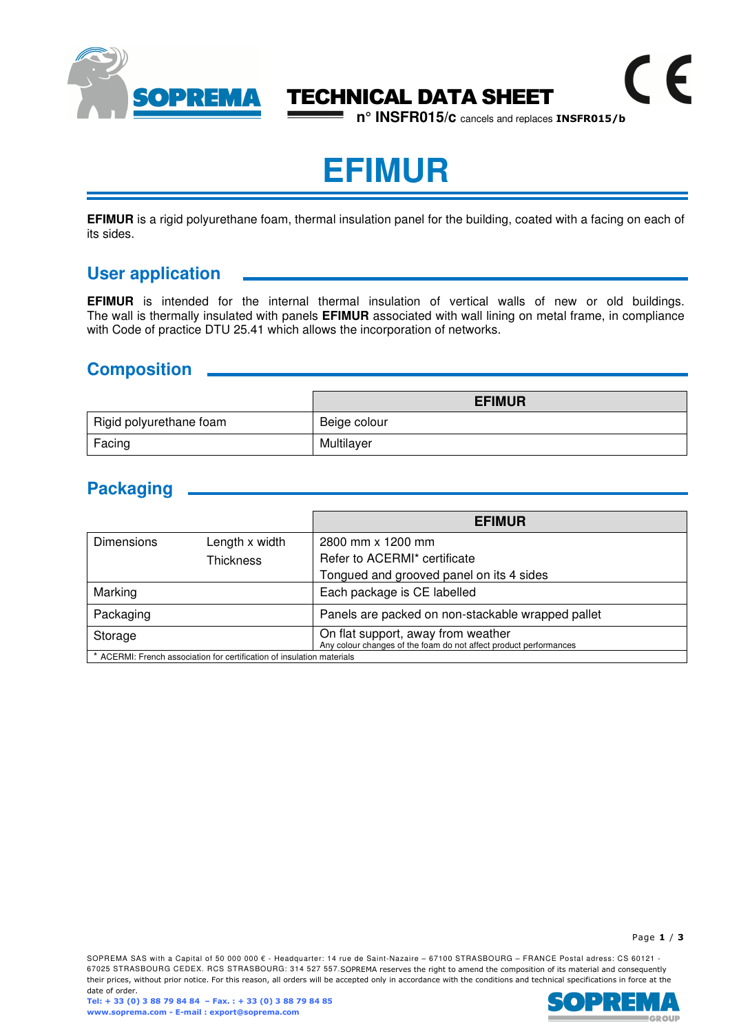# TECHNICAL DATA SHEET

n° INSFR015/c cancels and replaces **INSFR015/b**

# EFIMUR

**EFIMUR** is a rigid polyurethane foam, thermal insulation panel for the building, coated with a facing on each of its sides.

## User application

**EFIMUR** is intended for the internal thermal insulation of vertical walls of new or old buildings. The wall is thermally insulated with panels **EFIMUR** associated with wall lining on metal frame, in compliance with Code of practice DTU 25.41 which allows the incorporation of networks.

## Composition

| | EFIMUR |
|---|---|
| Rigid polyurethane foam | Beige colour |
| Facing | Multilayer |

## Packaging

| | | EFIMUR |
|---|---|---|
| Dimensions | Length x width | 2800 mm x 1200 mm |
| | Thickness | Refer to ACERMI* certificate |
| | | Tongued and grooved panel on its 4 sides |
| Marking | | Each package is CE labelled |
| Packaging | | Panels are packed on non-stackable wrapped pallet |
| Storage | | On flat support, away from weather<br>Any colour changes of the foam do not affect product performances |

\* ACERMI: French association for certification of insulation materials

SOPREMA SAS with a Capital of 50 000 000 € - Headquarter: 14 rue de Saint-Nazaire – 67100 STRASBOURG – FRANCE Postal adress: CS 60121 - 67025 STRASBOURG CEDEX. RCS STRASBOURG: 314 527 557.SOPREMA reserves the right to amend the composition of its material and consequently their prices, without prior notice. For this reason, all orders will be accepted only in accordance with the conditions and technical specifications in force at the date of order.

Tel: + 33 (0) 3 88 79 84 84 – Fax. : + 33 (0) 3 88 79 84 85
www.soprema.com - E-mail : export@soprema.com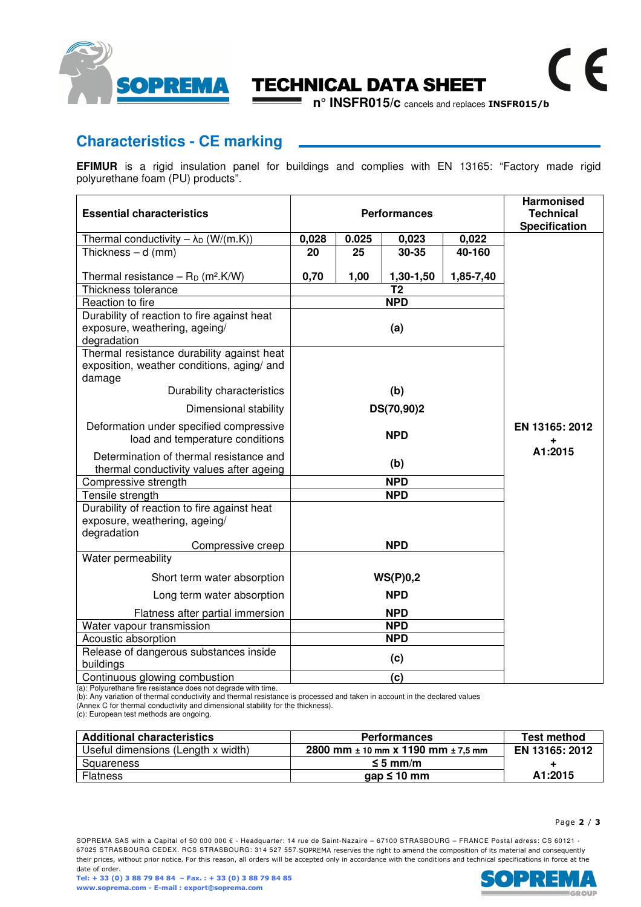# TECHNICAL DATA SHEET

**n° INSFR015/c** cancels and replaces **INSFR015/b**

## Characteristics - CE marking

**EFIMUR** is a rigid insulation panel for buildings and complies with EN 13165: "Factory made rigid polyurethane foam (PU) products".

| Essential characteristics | Performances | | | | Harmonised Technical Specification |
|---|---|---|---|---|---|
| Thermal conductivity – $\lambda_D$ (W/(m.K)) | **0,028** | **0.025** | **0,023** | **0,022** | EN 13165: 2012 + A1:2015 |
| Thickness – d (mm) | **20** | **25** | **30-35** | **40-160** | |
| Thermal resistance – $R_D$ (m².K/W) | **0,70** | **1,00** | **1,30-1,50** | **1,85-7,40** | |
| Thickness tolerance | **T2** | | | | |
| Reaction to fire | **NPD** | | | | |
| Durability of reaction to fire against heat exposure, weathering, ageing/ degradation | **(a)** | | | | |
| Thermal resistance durability against heat exposition, weather conditions, aging/ and damage | | | | | |
| Durability characteristics | **(b)** | | | | |
| Dimensional stability | **DS(70,90)2** | | | | |
| Deformation under specified compressive load and temperature conditions | **NPD** | | | | |
| Determination of thermal resistance and thermal conductivity values after ageing | **(b)** | | | | |
| Compressive strength | **NPD** | | | | |
| Tensile strength | **NPD** | | | | |
| Durability of reaction to fire against heat exposure, weathering, ageing/ degradation | | | | | |
| Compressive creep | **NPD** | | | | |
| Water permeability | | | | | |
| Short term water absorption | **WS(P)0,2** | | | | |
| Long term water absorption | **NPD** | | | | |
| Flatness after partial immersion | **NPD** | | | | |
| Water vapour transmission | **NPD** | | | | |
| Acoustic absorption | **NPD** | | | | |
| Release of dangerous substances inside buildings | **(c)** | | | | |
| Continuous glowing combustion | **(c)** | | | | |

(a): Polyurethane fire resistance does not degrade with time.
(b): Any variation of thermal conductivity and thermal resistance is processed and taken in account in the declared values (Annex C for thermal conductivity and dimensional stability for the thickness).
(c): European test methods are ongoing.

| Additional characteristics | Performances | Test method |
|---|---|---|
| Useful dimensions (Length x width) | **2800 mm ± 10 mm x 1190 mm ± 7,5 mm** | EN 13165: 2012 + A1:2015 |
| Squareness | **≤ 5 mm/m** | |
| Flatness | **gap ≤ 10 mm** | |

SOPREMA SAS with a Capital of 50 000 000 € - Headquarter: 14 rue de Saint-Nazaire – 67100 STRASBOURG – FRANCE Postal adress: CS 60121 - 67025 STRASBOURG CEDEX. RCS STRASBOURG: 314 527 557.SOPREMA reserves the right to amend the composition of its material and consequently their prices, without prior notice. For this reason, all orders will be accepted only in accordance with the conditions and technical specifications in force at the date of order.
Tel: + 33 (0) 3 88 79 84 84 – Fax. : + 33 (0) 3 88 79 84 85
www.soprema.com - E-mail : export@soprema.com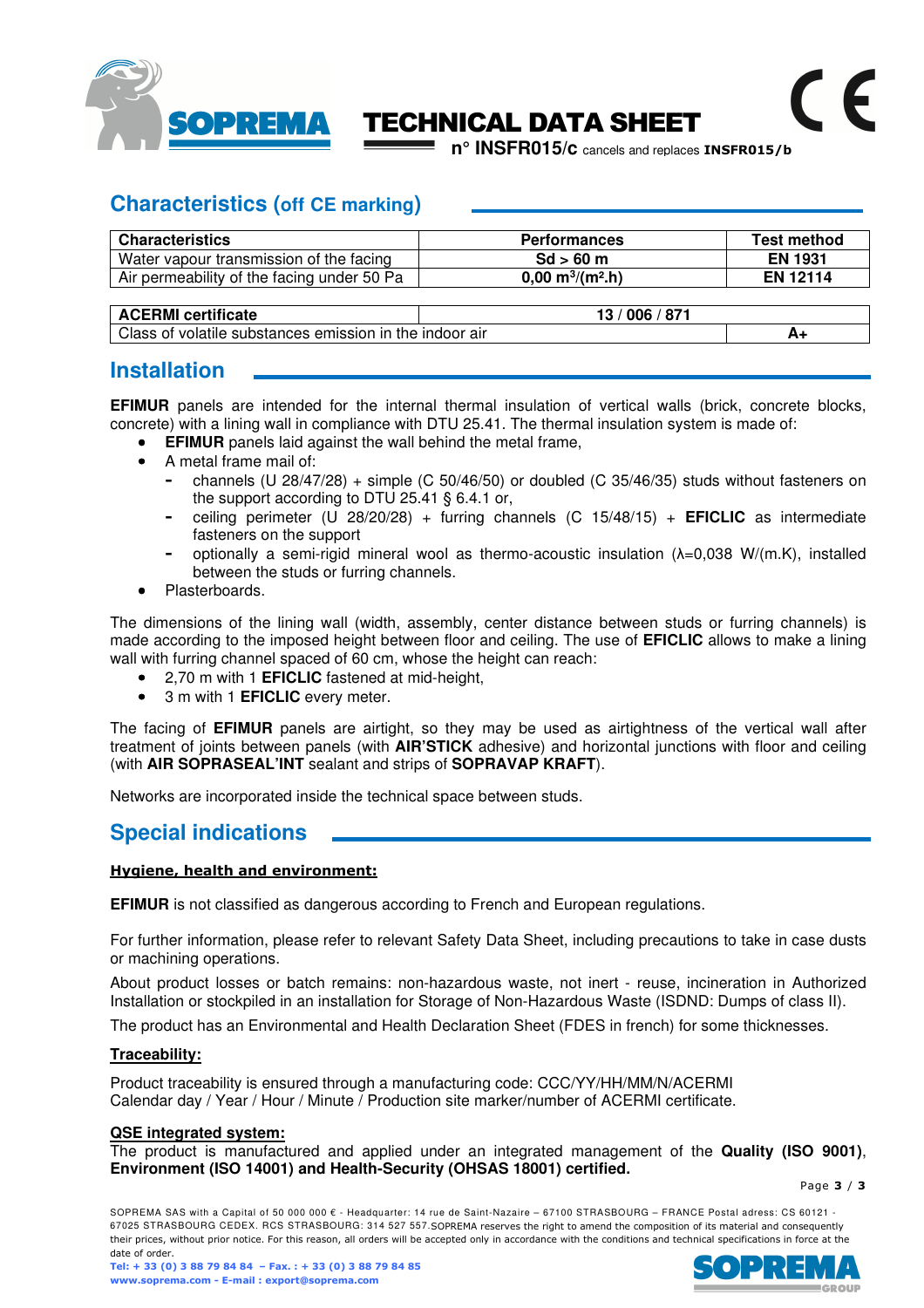## Characteristics (off CE marking)

| Characteristics | Performances | Test method |
|---|---|---|
| Water vapour transmission of the facing | **Sd > 60 m** | **EN 1931** |
| Air permeability of the facing under 50 Pa | **0,00 $m^3/(m^2.h)$** | **EN 12114** |

| ACERMI certificate | 13 / 006 / 871 | |
|---|---|---|
| Class of volatile substances emission in the indoor air | | **A+** |

## Installation

**EFIMUR** panels are intended for the internal thermal insulation of vertical walls (brick, concrete blocks, concrete) with a lining wall in compliance with DTU 25.41. The thermal insulation system is made of:

- **EFIMUR** panels laid against the wall behind the metal frame,
- A metal frame mail of:
  - channels (U 28/47/28) + simple (C 50/46/50) or doubled (C 35/46/35) studs without fasteners on the support according to DTU 25.41 § 6.4.1 or,
  - ceiling perimeter (U 28/20/28) + furring channels (C 15/48/15) + **EFICLIC** as intermediate fasteners on the support
  - optionally a semi-rigid mineral wool as thermo-acoustic insulation (λ=0,038 W/(m.K), installed between the studs or furring channels.
- Plasterboards.

The dimensions of the lining wall (width, assembly, center distance between studs or furring channels) is made according to the imposed height between floor and ceiling. The use of **EFICLIC** allows to make a lining wall with furring channel spaced of 60 cm, whose the height can reach:

- 2,70 m with 1 **EFICLIC** fastened at mid-height,
- 3 m with 1 **EFICLIC** every meter.

The facing of **EFIMUR** panels are airtight, so they may be used as airtightness of the vertical wall after treatment of joints between panels (with **AIR'STICK** adhesive) and horizontal junctions with floor and ceiling (with **AIR SOPRASEAL'INT** sealant and strips of **SOPRAVAP KRAFT**).

Networks are incorporated inside the technical space between studs.

## Special indications

**Hygiene, health and environment:**

**EFIMUR** is not classified as dangerous according to French and European regulations.

For further information, please refer to relevant Safety Data Sheet, including precautions to take in case dusts or machining operations.

About product losses or batch remains: non-hazardous waste, not inert - reuse, incineration in Authorized Installation or stockpiled in an installation for Storage of Non-Hazardous Waste (ISDND: Dumps of class II).

The product has an Environmental and Health Declaration Sheet (FDES in french) for some thicknesses.

**Traceability:**

Product traceability is ensured through a manufacturing code: CCC/YY/HH/MM/N/ACERMI
Calendar day / Year / Hour / Minute / Production site marker/number of ACERMI certificate.

**QSE integrated system:**

The product is manufactured and applied under an integrated management of the **Quality (ISO 9001)**, **Environment (ISO 14001) and Health-Security (OHSAS 18001) certified.**

SOPREMA SAS with a Capital of 50 000 000 € - Headquarter: 14 rue de Saint-Nazaire – 67100 STRASBOURG – FRANCE Postal adress: CS 60121 - 67025 STRASBOURG CEDEX. RCS STRASBOURG: 314 527 557.SOPREMA reserves the right to amend the composition of its material and consequently their prices, without prior notice. For this reason, all orders will be accepted only in accordance with the conditions and technical specifications in force at the date of order.
Tel: + 33 (0) 3 88 79 84 84 – Fax. : + 33 (0) 3 88 79 84 85
www.soprema.com - E-mail : export@soprema.com